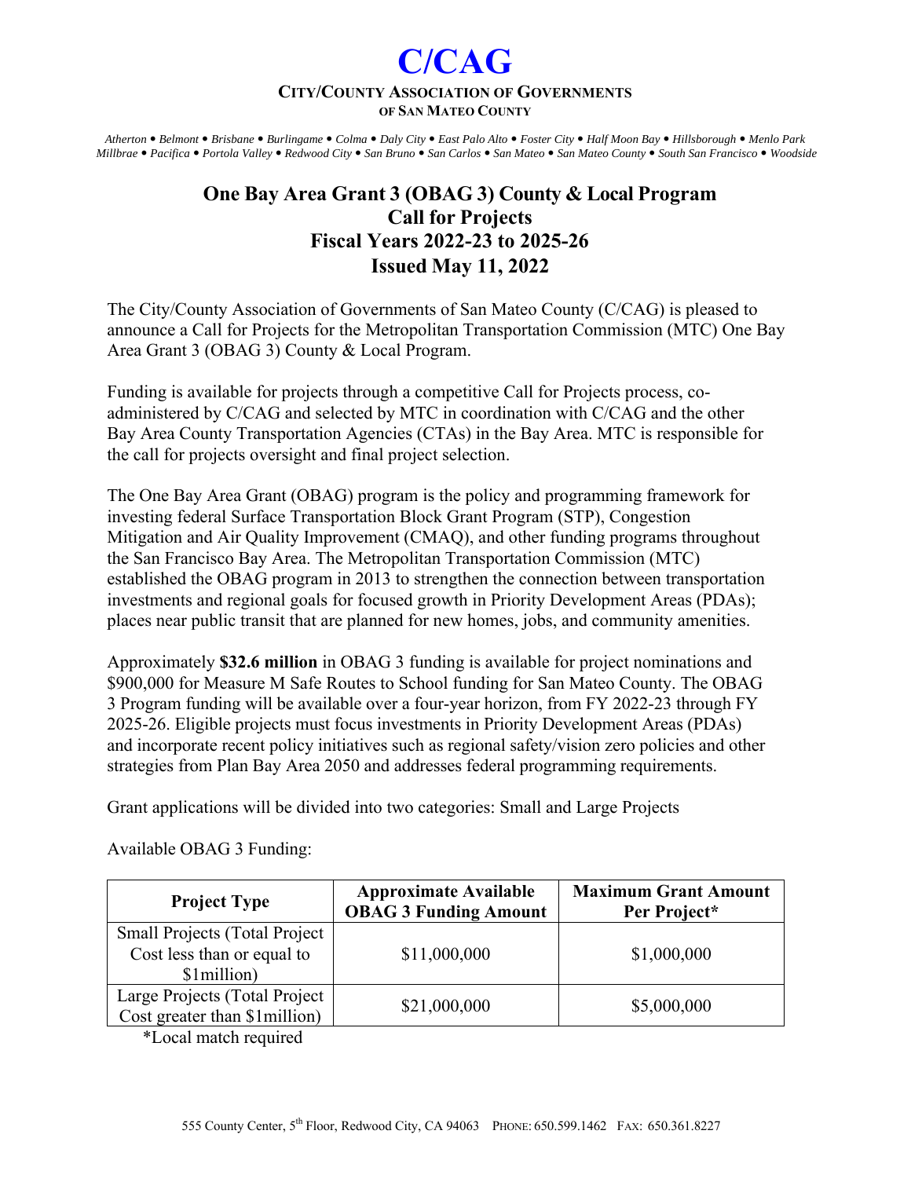# C/CAG

**CITY/COUNTY ASSOCIATION OF GOVERNMENTS**
**OF SAN MATEO COUNTY**

*Atherton • Belmont • Brisbane • Burlingame • Colma • Daly City • East Palo Alto • Foster City • Half Moon Bay • Hillsborough • Menlo Park Millbrae • Pacifica • Portola Valley • Redwood City • San Bruno • San Carlos • San Mateo • San Mateo County • South San Francisco • Woodside*

## One Bay Area Grant 3 (OBAG 3) County & Local Program
## Call for Projects
## Fiscal Years 2022-23 to 2025-26
## Issued May 11, 2022

The City/County Association of Governments of San Mateo County (C/CAG) is pleased to announce a Call for Projects for the Metropolitan Transportation Commission (MTC) One Bay Area Grant 3 (OBAG 3) County & Local Program.

Funding is available for projects through a competitive Call for Projects process, co-administered by C/CAG and selected by MTC in coordination with C/CAG and the other Bay Area County Transportation Agencies (CTAs) in the Bay Area. MTC is responsible for the call for projects oversight and final project selection.

The One Bay Area Grant (OBAG) program is the policy and programming framework for investing federal Surface Transportation Block Grant Program (STP), Congestion Mitigation and Air Quality Improvement (CMAQ), and other funding programs throughout the San Francisco Bay Area. The Metropolitan Transportation Commission (MTC) established the OBAG program in 2013 to strengthen the connection between transportation investments and regional goals for focused growth in Priority Development Areas (PDAs); places near public transit that are planned for new homes, jobs, and community amenities.

Approximately **$32.6 million** in OBAG 3 funding is available for project nominations and $900,000 for Measure M Safe Routes to School funding for San Mateo County. The OBAG 3 Program funding will be available over a four-year horizon, from FY 2022-23 through FY 2025-26. Eligible projects must focus investments in Priority Development Areas (PDAs) and incorporate recent policy initiatives such as regional safety/vision zero policies and other strategies from Plan Bay Area 2050 and addresses federal programming requirements.

Grant applications will be divided into two categories: Small and Large Projects

Available OBAG 3 Funding:

| Project Type | Approximate Available OBAG 3 Funding Amount | Maximum Grant Amount Per Project* |
|---|---|---|
| Small Projects (Total Project Cost less than or equal to $1million) | $11,000,000 | $1,000,000 |
| Large Projects (Total Project Cost greater than $1million) | $21,000,000 | $5,000,000 |

*Local match required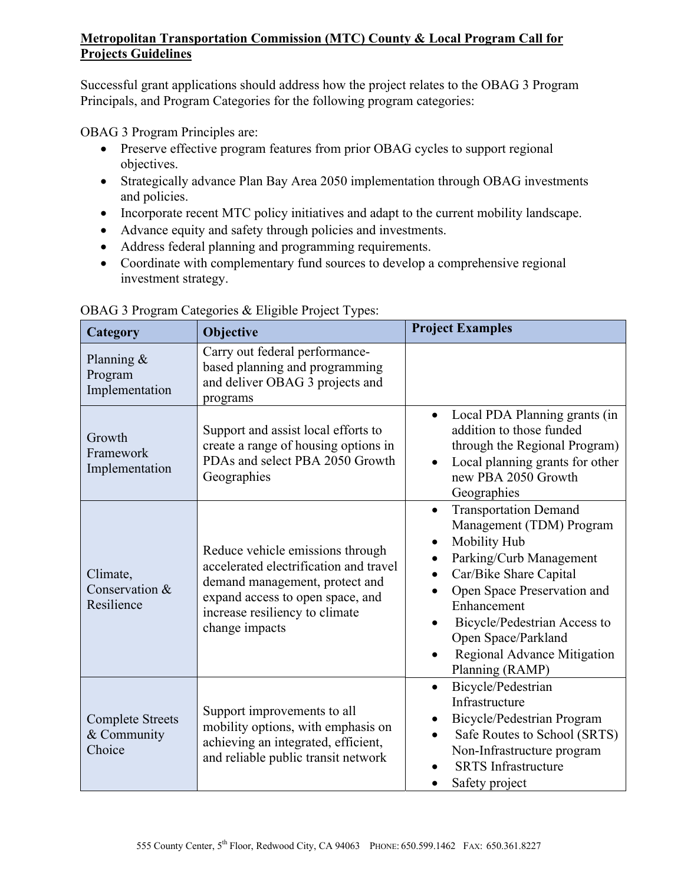**Metropolitan Transportation Commission (MTC) County & Local Program Call for Projects Guidelines**

Successful grant applications should address how the project relates to the OBAG 3 Program Principals, and Program Categories for the following program categories:

OBAG 3 Program Principles are:

- Preserve effective program features from prior OBAG cycles to support regional objectives.
- Strategically advance Plan Bay Area 2050 implementation through OBAG investments and policies.
- Incorporate recent MTC policy initiatives and adapt to the current mobility landscape.
- Advance equity and safety through policies and investments.
- Address federal planning and programming requirements.
- Coordinate with complementary fund sources to develop a comprehensive regional investment strategy.

OBAG 3 Program Categories & Eligible Project Types:

| Category | Objective | Project Examples |
|---|---|---|
| Planning & Program Implementation | Carry out federal performance-based planning and programming and deliver OBAG 3 projects and programs | |
| Growth Framework Implementation | Support and assist local efforts to create a range of housing options in PDAs and select PBA 2050 Growth Geographies | • Local PDA Planning grants (in addition to those funded through the Regional Program)<br>• Local planning grants for other new PBA 2050 Growth Geographies |
| Climate, Conservation & Resilience | Reduce vehicle emissions through accelerated electrification and travel demand management, protect and expand access to open space, and increase resiliency to climate change impacts | • Transportation Demand Management (TDM) Program<br>• Mobility Hub<br>• Parking/Curb Management<br>• Car/Bike Share Capital<br>• Open Space Preservation and Enhancement<br>• Bicycle/Pedestrian Access to Open Space/Parkland<br>• Regional Advance Mitigation Planning (RAMP) |
| Complete Streets & Community Choice | Support improvements to all mobility options, with emphasis on achieving an integrated, efficient, and reliable public transit network | • Bicycle/Pedestrian Infrastructure<br>• Bicycle/Pedestrian Program<br>• Safe Routes to School (SRTS) Non-Infrastructure program<br>• SRTS Infrastructure<br>• Safety project |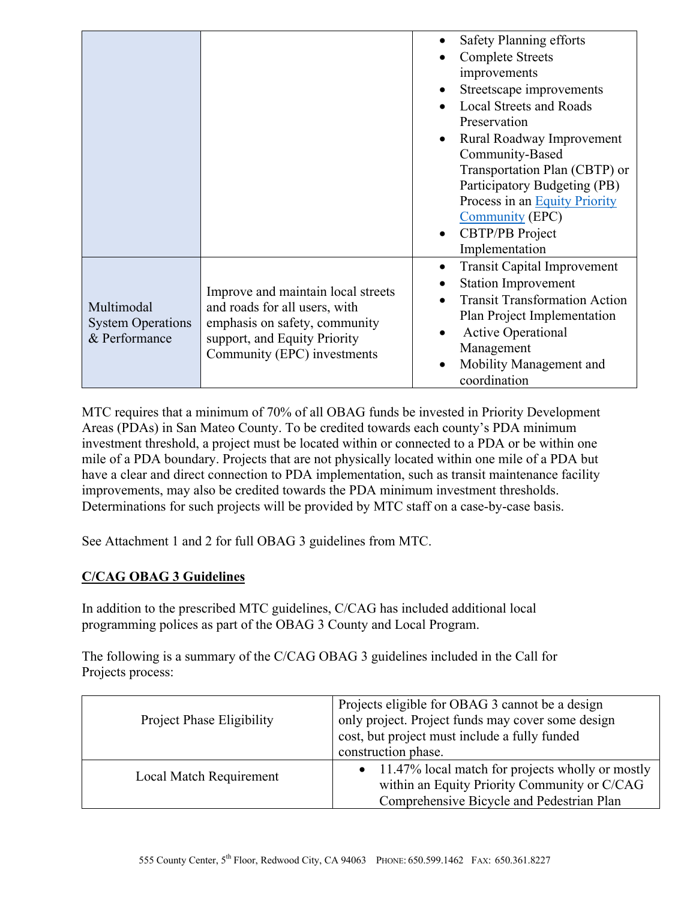| | | |
|---|---|---|
| | | • Safety Planning efforts<br>• Complete Streets improvements<br>• Streetscape improvements<br>• Local Streets and Roads Preservation<br>• Rural Roadway Improvement Community-Based Transportation Plan (CBTP) or Participatory Budgeting (PB) Process in an [Equity Priority Community](#) (EPC)<br>• CBTP/PB Project Implementation |
| Multimodal System Operations & Performance | Improve and maintain local streets and roads for all users, with emphasis on safety, community support, and Equity Priority Community (EPC) investments | • Transit Capital Improvement<br>• Station Improvement<br>• Transit Transformation Action Plan Project Implementation<br>• Active Operational Management<br>• Mobility Management and coordination |

MTC requires that a minimum of 70% of all OBAG funds be invested in Priority Development Areas (PDAs) in San Mateo County. To be credited towards each county's PDA minimum investment threshold, a project must be located within or connected to a PDA or be within one mile of a PDA boundary. Projects that are not physically located within one mile of a PDA but have a clear and direct connection to PDA implementation, such as transit maintenance facility improvements, may also be credited towards the PDA minimum investment thresholds. Determinations for such projects will be provided by MTC staff on a case-by-case basis.

See Attachment 1 and 2 for full OBAG 3 guidelines from MTC.

**C/CAG OBAG 3 Guidelines**

In addition to the prescribed MTC guidelines, C/CAG has included additional local programming polices as part of the OBAG 3 County and Local Program.

The following is a summary of the C/CAG OBAG 3 guidelines included in the Call for Projects process:

| | |
|---|---|
| Project Phase Eligibility | Projects eligible for OBAG 3 cannot be a design only project. Project funds may cover some design cost, but project must include a fully funded construction phase. |
| Local Match Requirement | • 11.47% local match for projects wholly or mostly within an Equity Priority Community or C/CAG Comprehensive Bicycle and Pedestrian Plan |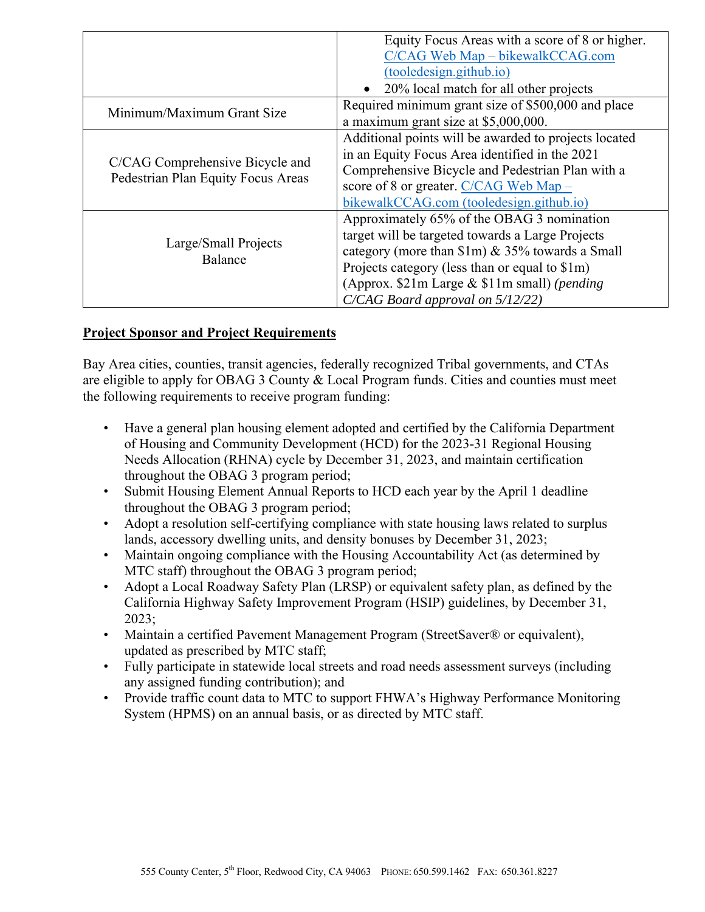| | |
|---|---|
| | Equity Focus Areas with a score of 8 or higher. [C/CAG Web Map – bikewalkCCAG.com (tooledesign.github.io)](tooledesign.github.io) <br>• 20% local match for all other projects |
| Minimum/Maximum Grant Size | Required minimum grant size of $500,000 and place a maximum grant size at $5,000,000. |
| C/CAG Comprehensive Bicycle and Pedestrian Plan Equity Focus Areas | Additional points will be awarded to projects located in an Equity Focus Area identified in the 2021 Comprehensive Bicycle and Pedestrian Plan with a score of 8 or greater. [C/CAG Web Map – bikewalkCCAG.com (tooledesign.github.io)](tooledesign.github.io) |
| Large/Small Projects Balance | Approximately 65% of the OBAG 3 nomination target will be targeted towards a Large Projects category (more than $1m) & 35% towards a Small Projects category (less than or equal to $1m) (Approx. $21m Large & $11m small) *(pending C/CAG Board approval on 5/12/22)* |

**Project Sponsor and Project Requirements**

Bay Area cities, counties, transit agencies, federally recognized Tribal governments, and CTAs are eligible to apply for OBAG 3 County & Local Program funds. Cities and counties must meet the following requirements to receive program funding:

- Have a general plan housing element adopted and certified by the California Department of Housing and Community Development (HCD) for the 2023-31 Regional Housing Needs Allocation (RHNA) cycle by December 31, 2023, and maintain certification throughout the OBAG 3 program period;
- Submit Housing Element Annual Reports to HCD each year by the April 1 deadline throughout the OBAG 3 program period;
- Adopt a resolution self-certifying compliance with state housing laws related to surplus lands, accessory dwelling units, and density bonuses by December 31, 2023;
- Maintain ongoing compliance with the Housing Accountability Act (as determined by MTC staff) throughout the OBAG 3 program period;
- Adopt a Local Roadway Safety Plan (LRSP) or equivalent safety plan, as defined by the California Highway Safety Improvement Program (HSIP) guidelines, by December 31, 2023;
- Maintain a certified Pavement Management Program (StreetSaver® or equivalent), updated as prescribed by MTC staff;
- Fully participate in statewide local streets and road needs assessment surveys (including any assigned funding contribution); and
- Provide traffic count data to MTC to support FHWA's Highway Performance Monitoring System (HPMS) on an annual basis, or as directed by MTC staff.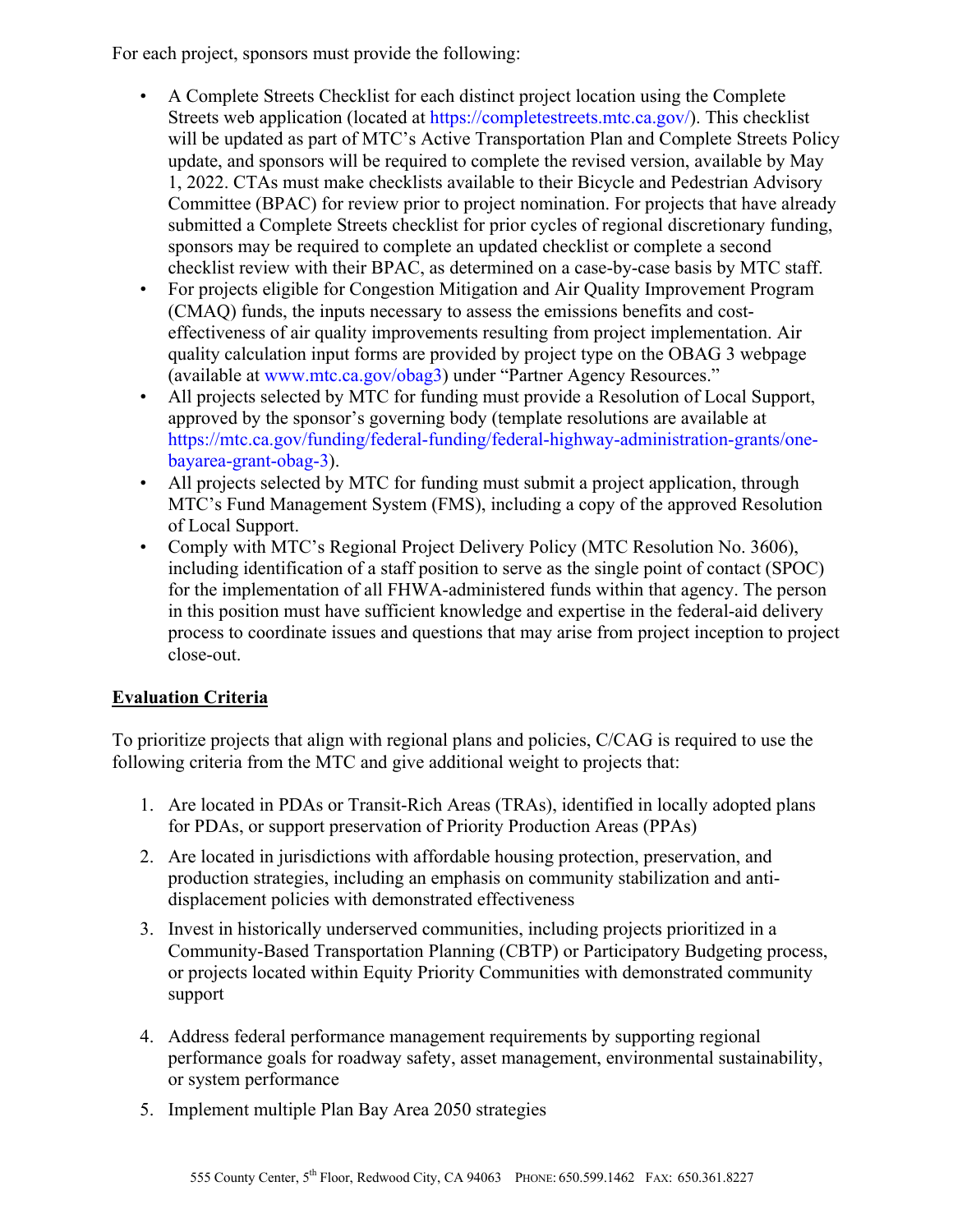For each project, sponsors must provide the following:

- A Complete Streets Checklist for each distinct project location using the Complete Streets web application (located at https://completestreets.mtc.ca.gov/). This checklist will be updated as part of MTC's Active Transportation Plan and Complete Streets Policy update, and sponsors will be required to complete the revised version, available by May 1, 2022. CTAs must make checklists available to their Bicycle and Pedestrian Advisory Committee (BPAC) for review prior to project nomination. For projects that have already submitted a Complete Streets checklist for prior cycles of regional discretionary funding, sponsors may be required to complete an updated checklist or complete a second checklist review with their BPAC, as determined on a case-by-case basis by MTC staff.
- For projects eligible for Congestion Mitigation and Air Quality Improvement Program (CMAQ) funds, the inputs necessary to assess the emissions benefits and cost-effectiveness of air quality improvements resulting from project implementation. Air quality calculation input forms are provided by project type on the OBAG 3 webpage (available at www.mtc.ca.gov/obag3) under "Partner Agency Resources."
- All projects selected by MTC for funding must provide a Resolution of Local Support, approved by the sponsor's governing body (template resolutions are available at https://mtc.ca.gov/funding/federal-funding/federal-highway-administration-grants/one-bayarea-grant-obag-3).
- All projects selected by MTC for funding must submit a project application, through MTC's Fund Management System (FMS), including a copy of the approved Resolution of Local Support.
- Comply with MTC's Regional Project Delivery Policy (MTC Resolution No. 3606), including identification of a staff position to serve as the single point of contact (SPOC) for the implementation of all FHWA-administered funds within that agency. The person in this position must have sufficient knowledge and expertise in the federal-aid delivery process to coordinate issues and questions that may arise from project inception to project close-out.

## Evaluation Criteria

To prioritize projects that align with regional plans and policies, C/CAG is required to use the following criteria from the MTC and give additional weight to projects that:

1. Are located in PDAs or Transit-Rich Areas (TRAs), identified in locally adopted plans for PDAs, or support preservation of Priority Production Areas (PPAs)
2. Are located in jurisdictions with affordable housing protection, preservation, and production strategies, including an emphasis on community stabilization and anti-displacement policies with demonstrated effectiveness
3. Invest in historically underserved communities, including projects prioritized in a Community-Based Transportation Planning (CBTP) or Participatory Budgeting process, or projects located within Equity Priority Communities with demonstrated community support
4. Address federal performance management requirements by supporting regional performance goals for roadway safety, asset management, environmental sustainability, or system performance
5. Implement multiple Plan Bay Area 2050 strategies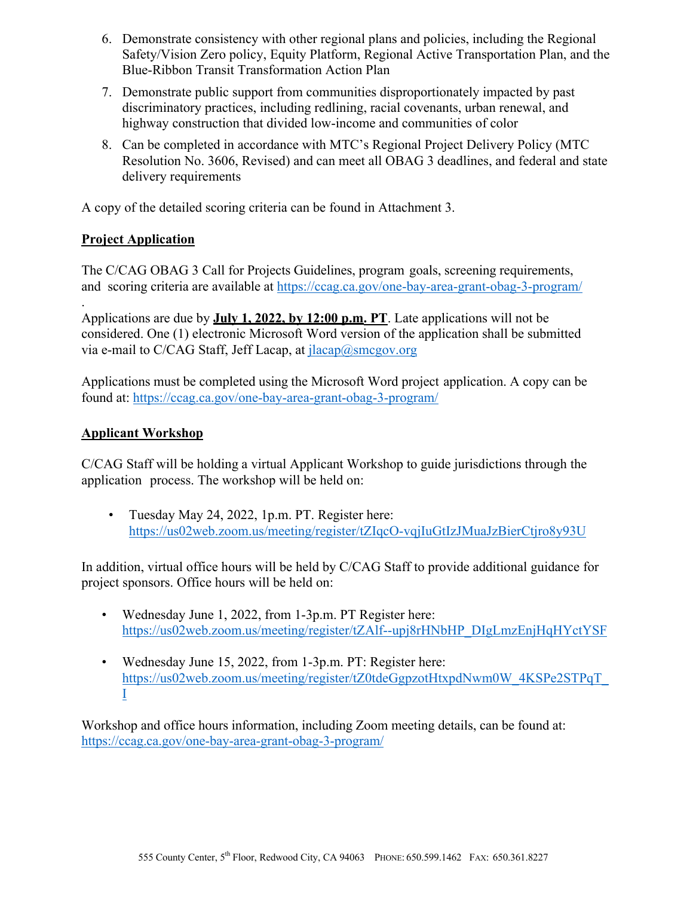6. Demonstrate consistency with other regional plans and policies, including the Regional Safety/Vision Zero policy, Equity Platform, Regional Active Transportation Plan, and the Blue-Ribbon Transit Transformation Action Plan
7. Demonstrate public support from communities disproportionately impacted by past discriminatory practices, including redlining, racial covenants, urban renewal, and highway construction that divided low-income and communities of color
8. Can be completed in accordance with MTC's Regional Project Delivery Policy (MTC Resolution No. 3606, Revised) and can meet all OBAG 3 deadlines, and federal and state delivery requirements

A copy of the detailed scoring criteria can be found in Attachment 3.

**Project Application**

The C/CAG OBAG 3 Call for Projects Guidelines, program goals, screening requirements, and scoring criteria are available at https://ccag.ca.gov/one-bay-area-grant-obag-3-program/

Applications are due by **July 1, 2022, by 12:00 p.m. PT**. Late applications will not be considered. One (1) electronic Microsoft Word version of the application shall be submitted via e-mail to C/CAG Staff, Jeff Lacap, at jlacap@smcgov.org

Applications must be completed using the Microsoft Word project application. A copy can be found at: https://ccag.ca.gov/one-bay-area-grant-obag-3-program/

**Applicant Workshop**

C/CAG Staff will be holding a virtual Applicant Workshop to guide jurisdictions through the application process. The workshop will be held on:

- Tuesday May 24, 2022, 1p.m. PT. Register here: https://us02web.zoom.us/meeting/register/tZIqcO-vqjIuGtIzJMuaJzBierCtjro8y93U

In addition, virtual office hours will be held by C/CAG Staff to provide additional guidance for project sponsors. Office hours will be held on:

- Wednesday June 1, 2022, from 1-3p.m. PT Register here: https://us02web.zoom.us/meeting/register/tZAlf--upj8rHNbHP_DIgLmzEnjHqHYctYSF
- Wednesday June 15, 2022, from 1-3p.m. PT: Register here: https://us02web.zoom.us/meeting/register/tZ0tdeGgpzotHtxpdNwm0W_4KSPe2STPqT_I

Workshop and office hours information, including Zoom meeting details, can be found at: https://ccag.ca.gov/one-bay-area-grant-obag-3-program/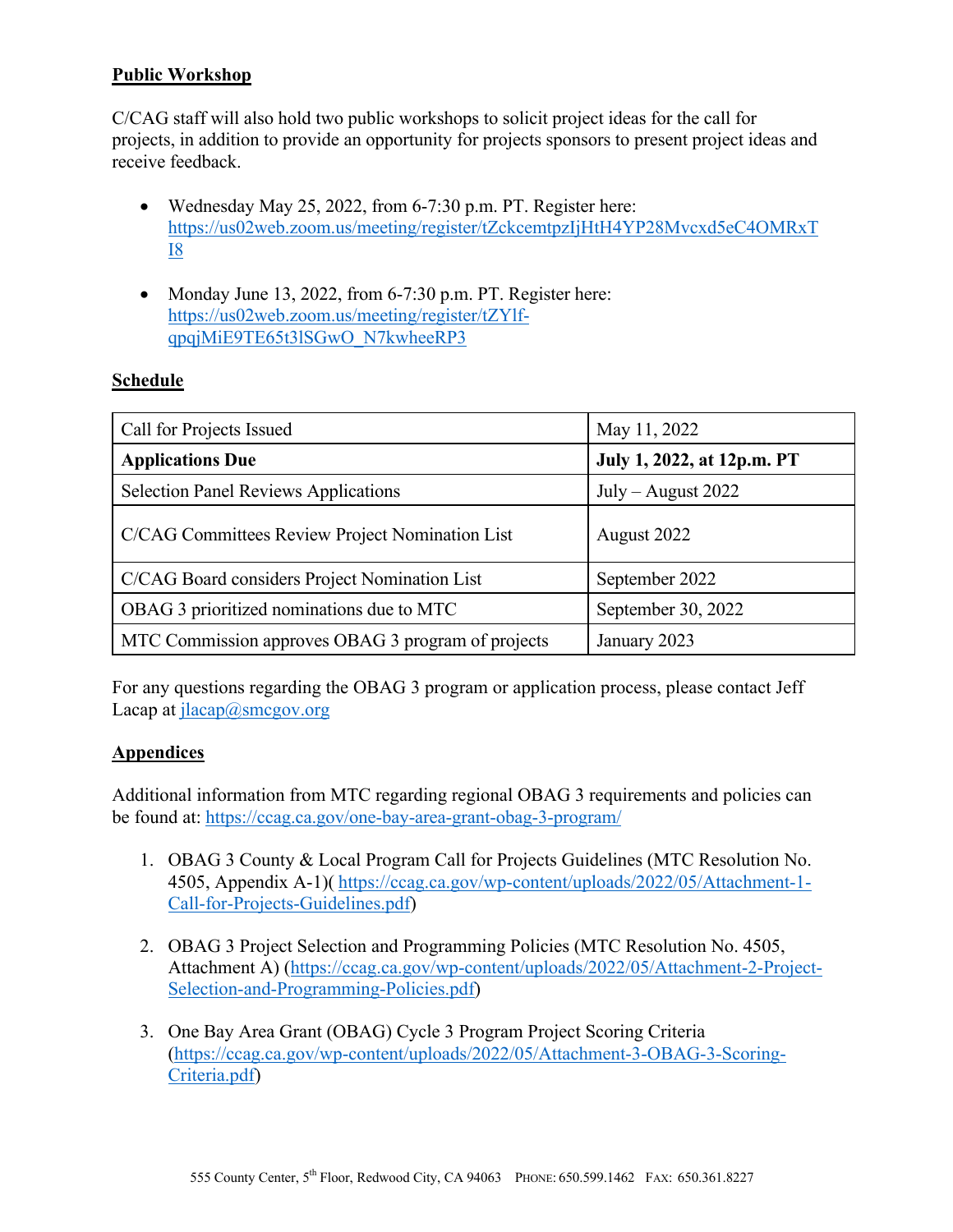**Public Workshop**

C/CAG staff will also hold two public workshops to solicit project ideas for the call for projects, in addition to provide an opportunity for projects sponsors to present project ideas and receive feedback.

- Wednesday May 25, 2022, from 6-7:30 p.m. PT. Register here: https://us02web.zoom.us/meeting/register/tZckcemtpzIjHtH4YP28Mvcxd5eC4OMRxTI8

- Monday June 13, 2022, from 6-7:30 p.m. PT. Register here: https://us02web.zoom.us/meeting/register/tZYlf-qpqjMiE9TE65t3lSGwO_N7kwheeRP3

**Schedule**

| Call for Projects Issued | May 11, 2022 |
|---|---|
| **Applications Due** | **July 1, 2022, at 12p.m. PT** |
| Selection Panel Reviews Applications | July – August 2022 |
| C/CAG Committees Review Project Nomination List | August 2022 |
| C/CAG Board considers Project Nomination List | September 2022 |
| OBAG 3 prioritized nominations due to MTC | September 30, 2022 |
| MTC Commission approves OBAG 3 program of projects | January 2023 |

For any questions regarding the OBAG 3 program or application process, please contact Jeff Lacap at jlacap@smcgov.org

**Appendices**

Additional information from MTC regarding regional OBAG 3 requirements and policies can be found at: https://ccag.ca.gov/one-bay-area-grant-obag-3-program/

1. OBAG 3 County & Local Program Call for Projects Guidelines (MTC Resolution No. 4505, Appendix A-1)( https://ccag.ca.gov/wp-content/uploads/2022/05/Attachment-1-Call-for-Projects-Guidelines.pdf)

2. OBAG 3 Project Selection and Programming Policies (MTC Resolution No. 4505, Attachment A) (https://ccag.ca.gov/wp-content/uploads/2022/05/Attachment-2-Project-Selection-and-Programming-Policies.pdf)

3. One Bay Area Grant (OBAG) Cycle 3 Program Project Scoring Criteria (https://ccag.ca.gov/wp-content/uploads/2022/05/Attachment-3-OBAG-3-Scoring-Criteria.pdf)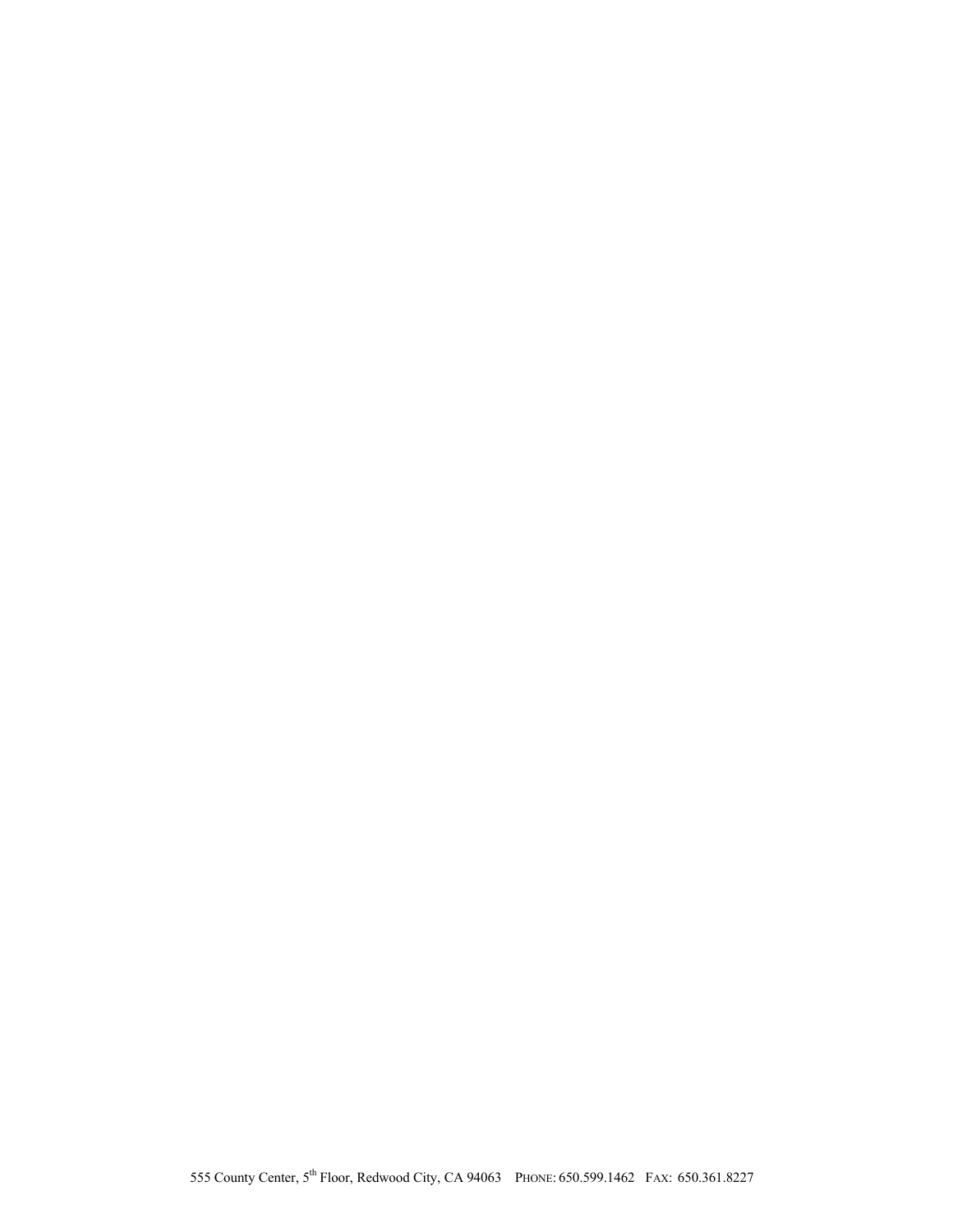555 County Center, 5th Floor, Redwood City, CA 94063 PHONE: 650.599.1462 FAX: 650.361.8227